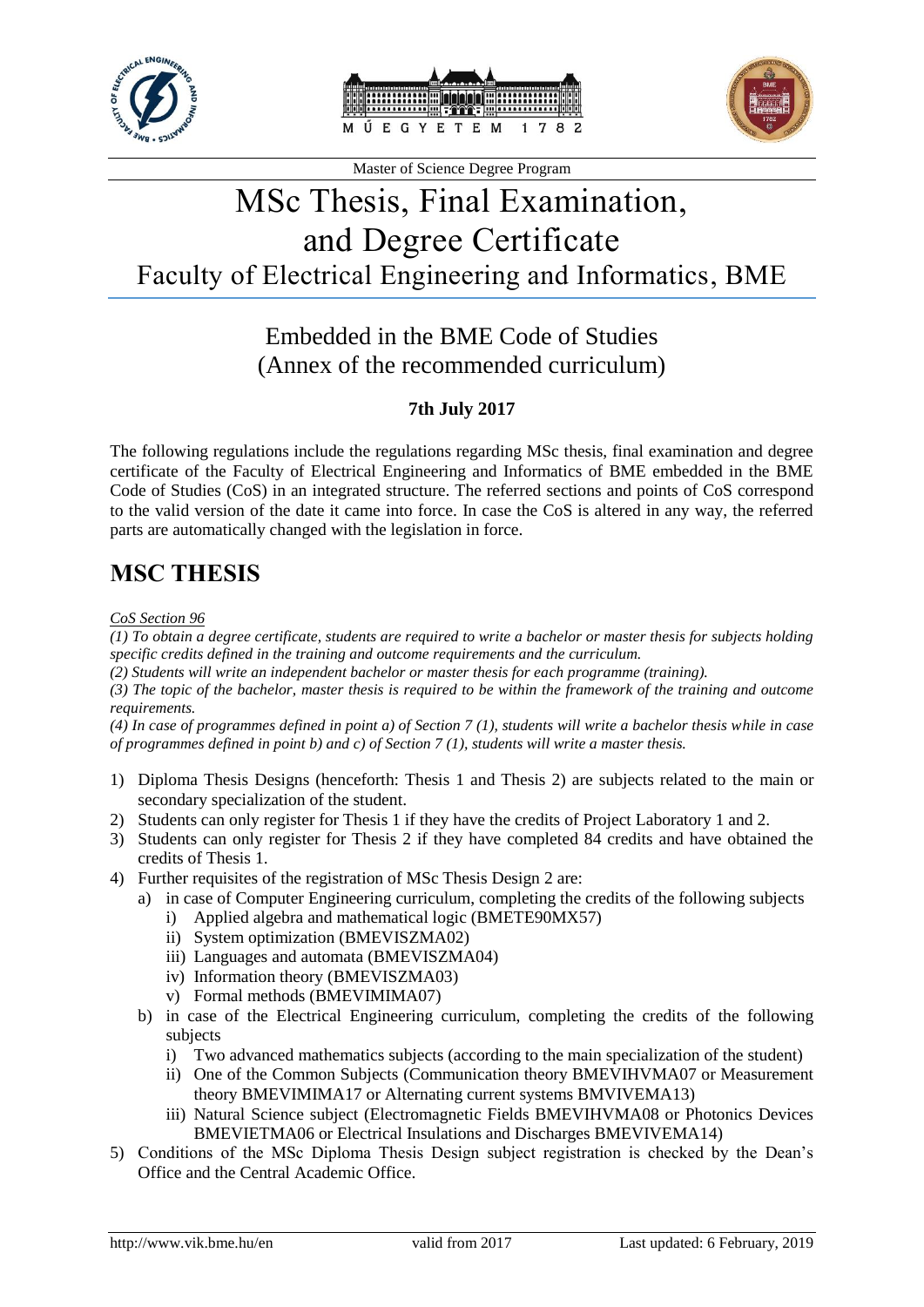Master of Science Degree Program

# MSc Thesis, Final Examination, and Degree Certificate

## Faculty of Electrical Engineering and Informatics, BME

### Embedded in the BME Code of Studies (Annex of the recommended curriculum)

**7th July 2017**

The following regulations include the regulations regarding MSc thesis, final examination and degree certificate of the Faculty of Electrical Engineering and Informatics of BME embedded in the BME Code of Studies (CoS) in an integrated structure. The referred sections and points of CoS correspond to the valid version of the date it came into force. In case the CoS is altered in any way, the referred parts are automatically changed with the legislation in force.

## MSC THESIS

*CoS Section 96*

*(1) To obtain a degree certificate, students are required to write a bachelor or master thesis for subjects holding specific credits defined in the training and outcome requirements and the curriculum.*

*(2) Students will write an independent bachelor or master thesis for each programme (training).*

*(3) The topic of the bachelor, master thesis is required to be within the framework of the training and outcome requirements.*

*(4) In case of programmes defined in point a) of Section 7 (1), students will write a bachelor thesis while in case of programmes defined in point b) and c) of Section 7 (1), students will write a master thesis.*

1) Diploma Thesis Designs (henceforth: Thesis 1 and Thesis 2) are subjects related to the main or secondary specialization of the student.
2) Students can only register for Thesis 1 if they have the credits of Project Laboratory 1 and 2.
3) Students can only register for Thesis 2 if they have completed 84 credits and have obtained the credits of Thesis 1.
4) Further requisites of the registration of MSc Thesis Design 2 are:
   a) in case of Computer Engineering curriculum, completing the credits of the following subjects
      i) Applied algebra and mathematical logic (BMETE90MX57)
      ii) System optimization (BMEVISZMA02)
      iii) Languages and automata (BMEVISZMA04)
      iv) Information theory (BMEVISZMA03)
      v) Formal methods (BMEVIMIMA07)
   b) in case of the Electrical Engineering curriculum, completing the credits of the following subjects
      i) Two advanced mathematics subjects (according to the main specialization of the student)
      ii) One of the Common Subjects (Communication theory BMEVIHVMA07 or Measurement theory BMEVIMIMA17 or Alternating current systems BMVIVEMA13)
      iii) Natural Science subject (Electromagnetic Fields BMEVIHVMA08 or Photonics Devices BMEVIETMA06 or Electrical Insulations and Discharges BMEVIVEMA14)
5) Conditions of the MSc Diploma Thesis Design subject registration is checked by the Dean's Office and the Central Academic Office.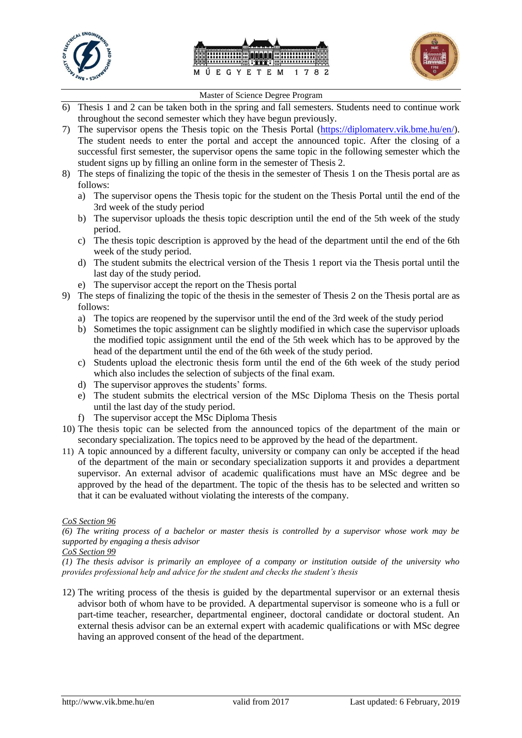6) Thesis 1 and 2 can be taken both in the spring and fall semesters. Students need to continue work throughout the second semester which they have begun previously.
7) The supervisor opens the Thesis topic on the Thesis Portal (https://diplomaterv.vik.bme.hu/en/). The student needs to enter the portal and accept the announced topic. After the closing of a successful first semester, the supervisor opens the same topic in the following semester which the student signs up by filling an online form in the semester of Thesis 2.
8) The steps of finalizing the topic of the thesis in the semester of Thesis 1 on the Thesis portal are as follows:
   a) The supervisor opens the Thesis topic for the student on the Thesis Portal until the end of the 3rd week of the study period
   b) The supervisor uploads the thesis topic description until the end of the 5th week of the study period.
   c) The thesis topic description is approved by the head of the department until the end of the 6th week of the study period.
   d) The student submits the electrical version of the Thesis 1 report via the Thesis portal until the last day of the study period.
   e) The supervisor accept the report on the Thesis portal
9) The steps of finalizing the topic of the thesis in the semester of Thesis 2 on the Thesis portal are as follows:
   a) The topics are reopened by the supervisor until the end of the 3rd week of the study period
   b) Sometimes the topic assignment can be slightly modified in which case the supervisor uploads the modified topic assignment until the end of the 5th week which has to be approved by the head of the department until the end of the 6th week of the study period.
   c) Students upload the electronic thesis form until the end of the 6th week of the study period which also includes the selection of subjects of the final exam.
   d) The supervisor approves the students' forms.
   e) The student submits the electrical version of the MSc Diploma Thesis on the Thesis portal until the last day of the study period.
   f) The supervisor accept the MSc Diploma Thesis
10) The thesis topic can be selected from the announced topics of the department of the main or secondary specialization. The topics need to be approved by the head of the department.
11) A topic announced by a different faculty, university or company can only be accepted if the head of the department of the main or secondary specialization supports it and provides a department supervisor. An external advisor of academic qualifications must have an MSc degree and be approved by the head of the department. The topic of the thesis has to be selected and written so that it can be evaluated without violating the interests of the company.

*CoS Section 96*

*(6) The writing process of a bachelor or master thesis is controlled by a supervisor whose work may be supported by engaging a thesis advisor*

*CoS Section 99*

*(1) The thesis advisor is primarily an employee of a company or institution outside of the university who provides professional help and advice for the student and checks the student's thesis*

12) The writing process of the thesis is guided by the departmental supervisor or an external thesis advisor both of whom have to be provided. A departmental supervisor is someone who is a full or part-time teacher, researcher, departmental engineer, doctoral candidate or doctoral student. An external thesis advisor can be an external expert with academic qualifications or with MSc degree having an approved consent of the head of the department.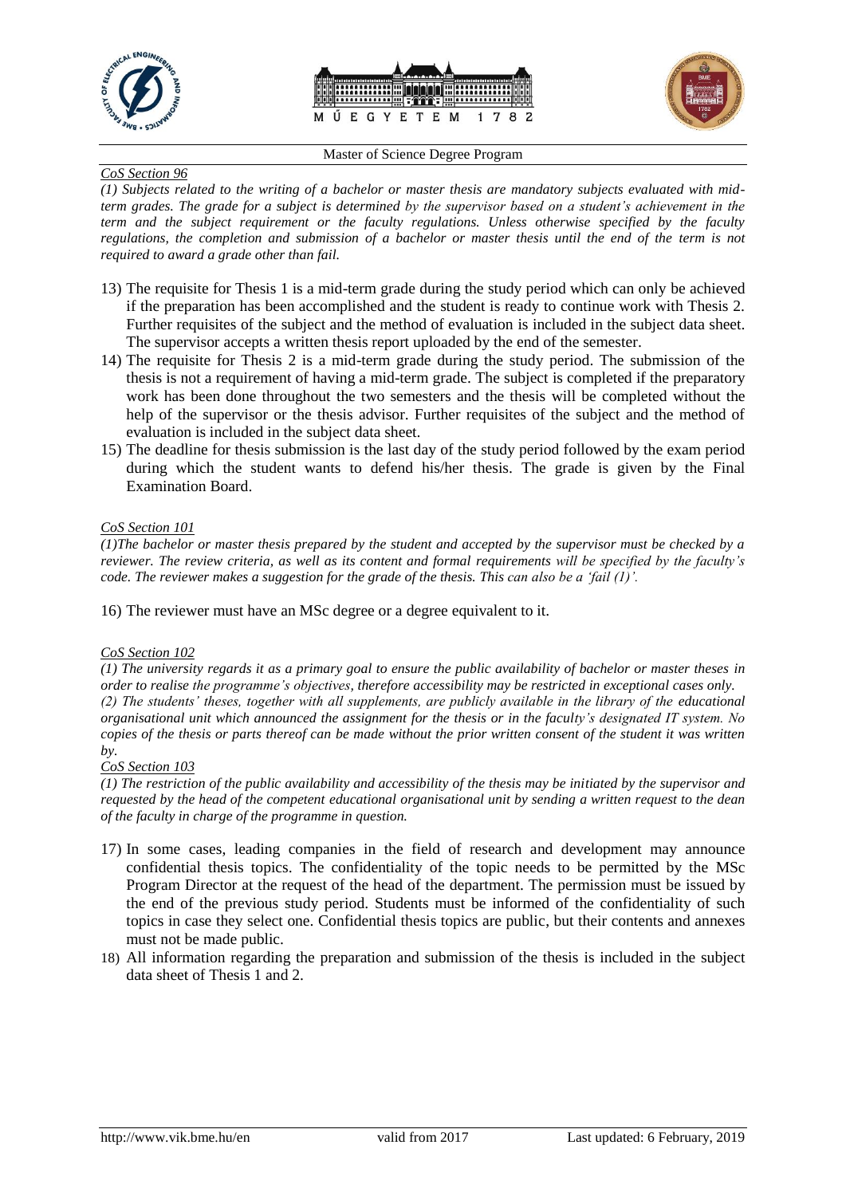*CoS Section 96*

*(1) Subjects related to the writing of a bachelor or master thesis are mandatory subjects evaluated with mid-term grades. The grade for a subject is determined by the supervisor based on a student's achievement in the term and the subject requirement or the faculty regulations. Unless otherwise specified by the faculty regulations, the completion and submission of a bachelor or master thesis until the end of the term is not required to award a grade other than fail.*

13) The requisite for Thesis 1 is a mid-term grade during the study period which can only be achieved if the preparation has been accomplished and the student is ready to continue work with Thesis 2. Further requisites of the subject and the method of evaluation is included in the subject data sheet. The supervisor accepts a written thesis report uploaded by the end of the semester.
14) The requisite for Thesis 2 is a mid-term grade during the study period. The submission of the thesis is not a requirement of having a mid-term grade. The subject is completed if the preparatory work has been done throughout the two semesters and the thesis will be completed without the help of the supervisor or the thesis advisor. Further requisites of the subject and the method of evaluation is included in the subject data sheet.
15) The deadline for thesis submission is the last day of the study period followed by the exam period during which the student wants to defend his/her thesis. The grade is given by the Final Examination Board.

*CoS Section 101*

*(1)The bachelor or master thesis prepared by the student and accepted by the supervisor must be checked by a reviewer. The review criteria, as well as its content and formal requirements will be specified by the faculty's code. The reviewer makes a suggestion for the grade of the thesis. This can also be a 'fail (1)'.*

16) The reviewer must have an MSc degree or a degree equivalent to it.

*CoS Section 102*

*(1) The university regards it as a primary goal to ensure the public availability of bachelor or master theses in order to realise the programme's objectives, therefore accessibility may be restricted in exceptional cases only.*

*(2) The students' theses, together with all supplements, are publicly available in the library of the educational organisational unit which announced the assignment for the thesis or in the faculty's designated IT system. No copies of the thesis or parts thereof can be made without the prior written consent of the student it was written by.*

*CoS Section 103*

*(1) The restriction of the public availability and accessibility of the thesis may be initiated by the supervisor and requested by the head of the competent educational organisational unit by sending a written request to the dean of the faculty in charge of the programme in question.*

17) In some cases, leading companies in the field of research and development may announce confidential thesis topics. The confidentiality of the topic needs to be permitted by the MSc Program Director at the request of the head of the department. The permission must be issued by the end of the previous study period. Students must be informed of the confidentiality of such topics in case they select one. Confidential thesis topics are public, but their contents and annexes must not be made public.
18) All information regarding the preparation and submission of the thesis is included in the subject data sheet of Thesis 1 and 2.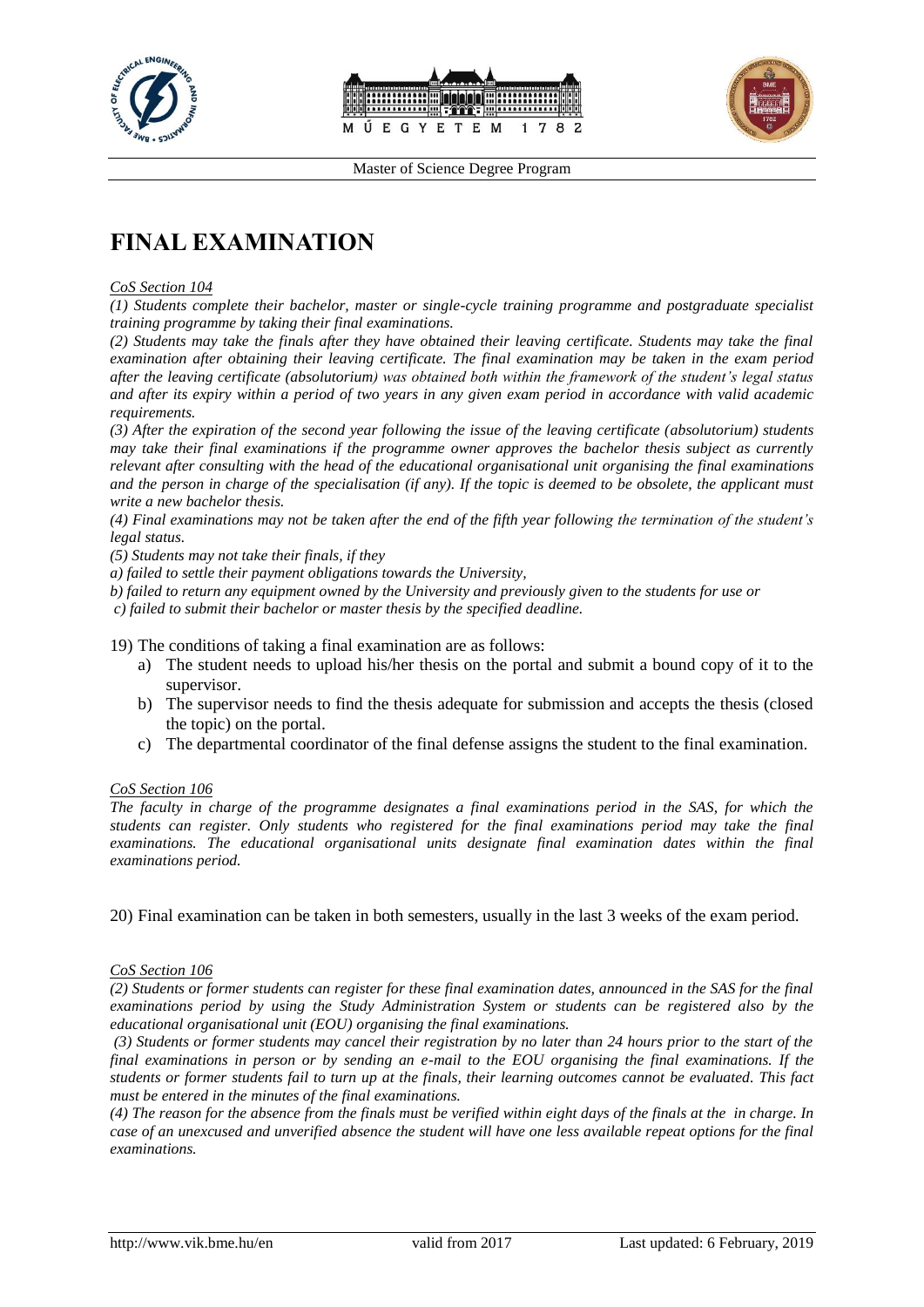# FINAL EXAMINATION

*CoS Section 104*

*(1) Students complete their bachelor, master or single-cycle training programme and postgraduate specialist training programme by taking their final examinations.*

*(2) Students may take the finals after they have obtained their leaving certificate. Students may take the final examination after obtaining their leaving certificate. The final examination may be taken in the exam period after the leaving certificate (absolutorium) was obtained both within the framework of the student's legal status and after its expiry within a period of two years in any given exam period in accordance with valid academic requirements.*

*(3) After the expiration of the second year following the issue of the leaving certificate (absolutorium) students may take their final examinations if the programme owner approves the bachelor thesis subject as currently relevant after consulting with the head of the educational organisational unit organising the final examinations and the person in charge of the specialisation (if any). If the topic is deemed to be obsolete, the applicant must write a new bachelor thesis.*

*(4) Final examinations may not be taken after the end of the fifth year following the termination of the student's legal status.*

*(5) Students may not take their finals, if they*

*a) failed to settle their payment obligations towards the University,*

*b) failed to return any equipment owned by the University and previously given to the students for use or*

*c) failed to submit their bachelor or master thesis by the specified deadline.*

19) The conditions of taking a final examination are as follows:

a) The student needs to upload his/her thesis on the portal and submit a bound copy of it to the supervisor.
b) The supervisor needs to find the thesis adequate for submission and accepts the thesis (closed the topic) on the portal.
c) The departmental coordinator of the final defense assigns the student to the final examination.

*CoS Section 106*

*The faculty in charge of the programme designates a final examinations period in the SAS, for which the students can register. Only students who registered for the final examinations period may take the final examinations. The educational organisational units designate final examination dates within the final examinations period.*

20) Final examination can be taken in both semesters, usually in the last 3 weeks of the exam period.

*CoS Section 106*

*(2) Students or former students can register for these final examination dates, announced in the SAS for the final examinations period by using the Study Administration System or students can be registered also by the educational organisational unit (EOU) organising the final examinations.*

*(3) Students or former students may cancel their registration by no later than 24 hours prior to the start of the final examinations in person or by sending an e-mail to the EOU organising the final examinations. If the students or former students fail to turn up at the finals, their learning outcomes cannot be evaluated. This fact must be entered in the minutes of the final examinations.*

*(4) The reason for the absence from the finals must be verified within eight days of the finals at the in charge. In case of an unexcused and unverified absence the student will have one less available repeat options for the final examinations.*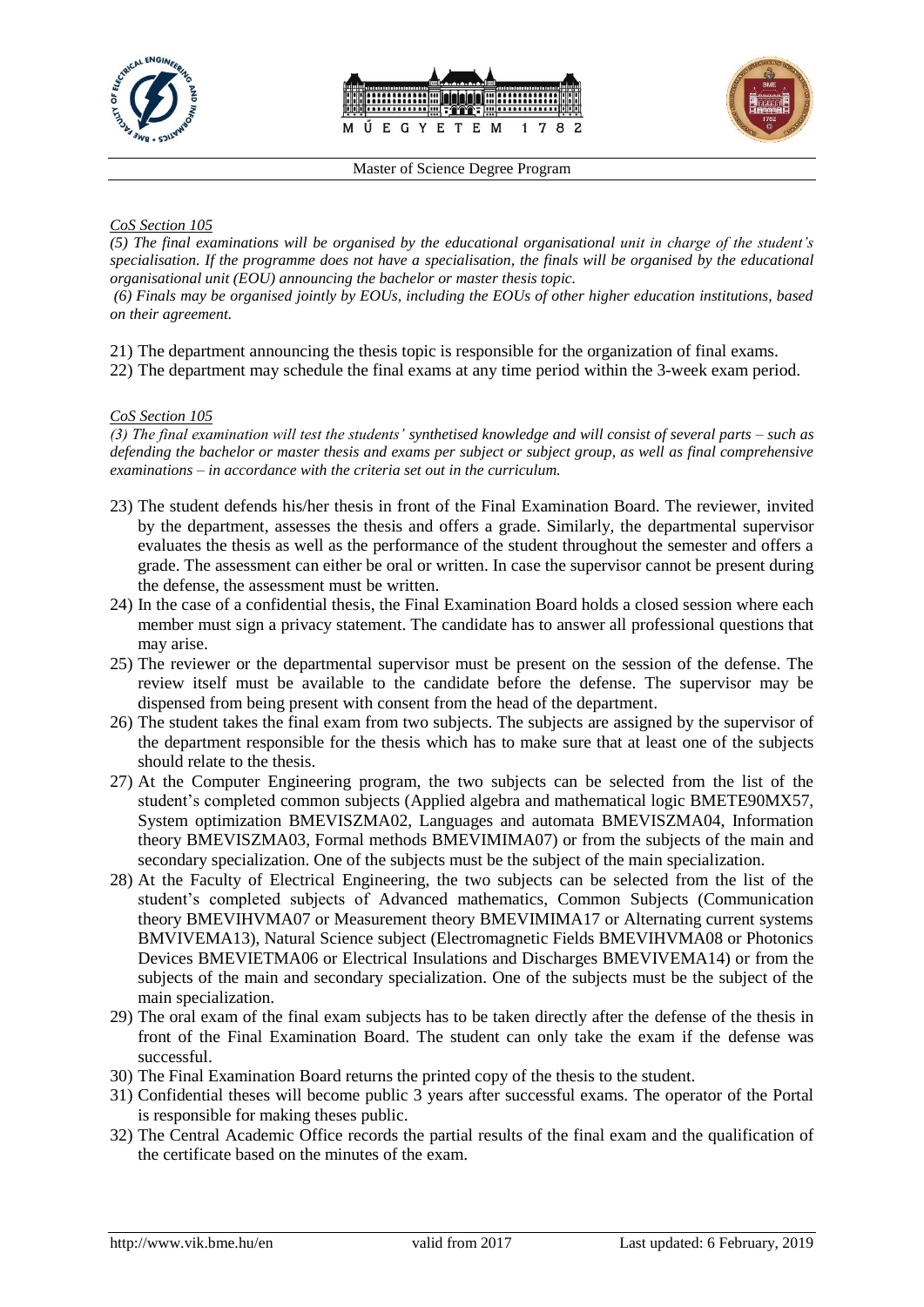*CoS Section 105*

*(5) The final examinations will be organised by the educational organisational unit in charge of the student's specialisation. If the programme does not have a specialisation, the finals will be organised by the educational organisational unit (EOU) announcing the bachelor or master thesis topic.*

*(6) Finals may be organised jointly by EOUs, including the EOUs of other higher education institutions, based on their agreement.*

21) The department announcing the thesis topic is responsible for the organization of final exams.
22) The department may schedule the final exams at any time period within the 3-week exam period.

*CoS Section 105*

*(3) The final examination will test the students' synthetised knowledge and will consist of several parts – such as defending the bachelor or master thesis and exams per subject or subject group, as well as final comprehensive examinations – in accordance with the criteria set out in the curriculum.*

23) The student defends his/her thesis in front of the Final Examination Board. The reviewer, invited by the department, assesses the thesis and offers a grade. Similarly, the departmental supervisor evaluates the thesis as well as the performance of the student throughout the semester and offers a grade. The assessment can either be oral or written. In case the supervisor cannot be present during the defense, the assessment must be written.
24) In the case of a confidential thesis, the Final Examination Board holds a closed session where each member must sign a privacy statement. The candidate has to answer all professional questions that may arise.
25) The reviewer or the departmental supervisor must be present on the session of the defense. The review itself must be available to the candidate before the defense. The supervisor may be dispensed from being present with consent from the head of the department.
26) The student takes the final exam from two subjects. The subjects are assigned by the supervisor of the department responsible for the thesis which has to make sure that at least one of the subjects should relate to the thesis.
27) At the Computer Engineering program, the two subjects can be selected from the list of the student's completed common subjects (Applied algebra and mathematical logic BMETE90MX57, System optimization BMEVISZMA02, Languages and automata BMEVISZMA04, Information theory BMEVISZMA03, Formal methods BMEVIMIMA07) or from the subjects of the main and secondary specialization. One of the subjects must be the subject of the main specialization.
28) At the Faculty of Electrical Engineering, the two subjects can be selected from the list of the student's completed subjects of Advanced mathematics, Common Subjects (Communication theory BMEVIHVMA07 or Measurement theory BMEVIMIMA17 or Alternating current systems BMVIVEMA13), Natural Science subject (Electromagnetic Fields BMEVIHVMA08 or Photonics Devices BMEVIETMA06 or Electrical Insulations and Discharges BMEVIVEMA14) or from the subjects of the main and secondary specialization. One of the subjects must be the subject of the main specialization.
29) The oral exam of the final exam subjects has to be taken directly after the defense of the thesis in front of the Final Examination Board. The student can only take the exam if the defense was successful.
30) The Final Examination Board returns the printed copy of the thesis to the student.
31) Confidential theses will become public 3 years after successful exams. The operator of the Portal is responsible for making theses public.
32) The Central Academic Office records the partial results of the final exam and the qualification of the certificate based on the minutes of the exam.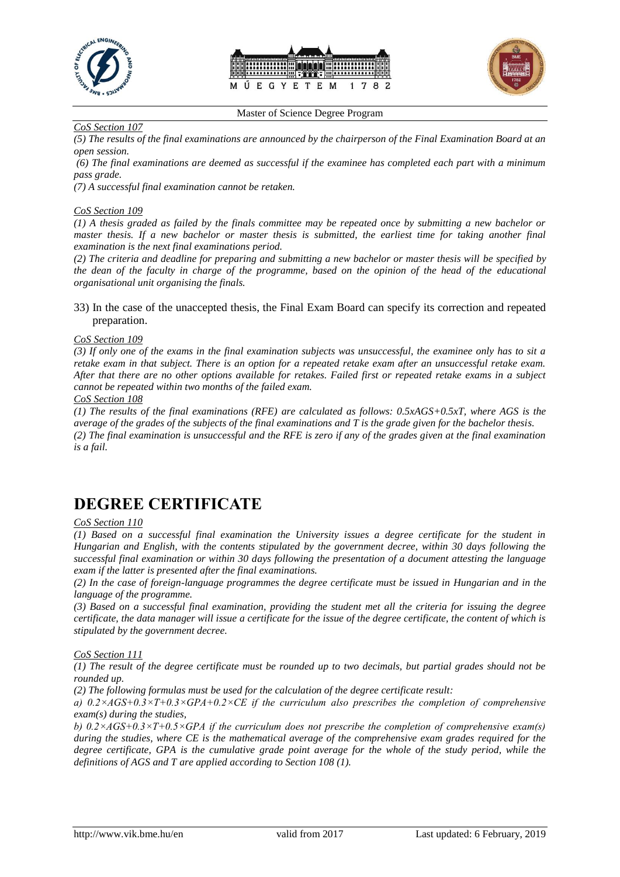*CoS Section 107*

*(5) The results of the final examinations are announced by the chairperson of the Final Examination Board at an open session.*

*(6) The final examinations are deemed as successful if the examinee has completed each part with a minimum pass grade.*

*(7) A successful final examination cannot be retaken.*

*CoS Section 109*

*(1) A thesis graded as failed by the finals committee may be repeated once by submitting a new bachelor or master thesis. If a new bachelor or master thesis is submitted, the earliest time for taking another final examination is the next final examinations period.*

*(2) The criteria and deadline for preparing and submitting a new bachelor or master thesis will be specified by the dean of the faculty in charge of the programme, based on the opinion of the head of the educational organisational unit organising the finals.*

33) In the case of the unaccepted thesis, the Final Exam Board can specify its correction and repeated preparation.

*CoS Section 109*

*(3) If only one of the exams in the final examination subjects was unsuccessful, the examinee only has to sit a retake exam in that subject. There is an option for a repeated retake exam after an unsuccessful retake exam. After that there are no other options available for retakes. Failed first or repeated retake exams in a subject cannot be repeated within two months of the failed exam.*

*CoS Section 108*

*(1) The results of the final examinations (RFE) are calculated as follows: $0.5 \times AGS + 0.5 \times T$, where AGS is the average of the grades of the subjects of the final examinations and T is the grade given for the bachelor thesis.*

*(2) The final examination is unsuccessful and the RFE is zero if any of the grades given at the final examination is a fail.*

# DEGREE CERTIFICATE

*CoS Section 110*

*(1) Based on a successful final examination the University issues a degree certificate for the student in Hungarian and English, with the contents stipulated by the government decree, within 30 days following the successful final examination or within 30 days following the presentation of a document attesting the language exam if the latter is presented after the final examinations.*

*(2) In the case of foreign-language programmes the degree certificate must be issued in Hungarian and in the language of the programme.*

*(3) Based on a successful final examination, providing the student met all the criteria for issuing the degree certificate, the data manager will issue a certificate for the issue of the degree certificate, the content of which is stipulated by the government decree.*

*CoS Section 111*

*(1) The result of the degree certificate must be rounded up to two decimals, but partial grades should not be rounded up.*

*(2) The following formulas must be used for the calculation of the degree certificate result:*

*a) $0.2 \times AGS + 0.3 \times T + 0.3 \times GPA + 0.2 \times CE$ if the curriculum also prescribes the completion of comprehensive exam(s) during the studies,*

*b) $0.2 \times AGS + 0.3 \times T + 0.5 \times GPA$ if the curriculum does not prescribe the completion of comprehensive exam(s) during the studies, where CE is the mathematical average of the comprehensive exam grades required for the degree certificate, GPA is the cumulative grade point average for the whole of the study period, while the definitions of AGS and T are applied according to Section 108 (1).*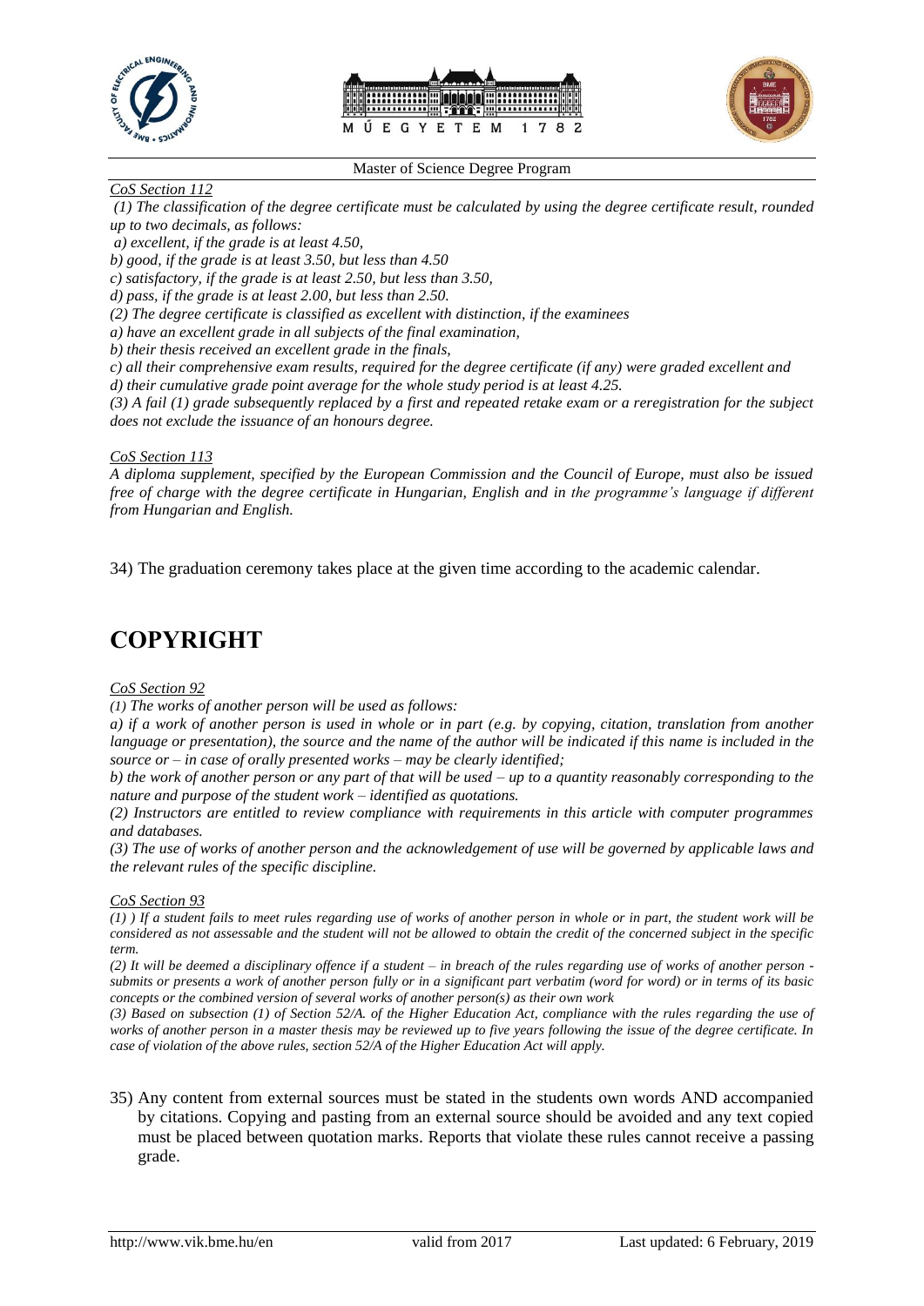*CoS Section 112*

*(1) The classification of the degree certificate must be calculated by using the degree certificate result, rounded up to two decimals, as follows:*

*a) excellent, if the grade is at least 4.50,*

*b) good, if the grade is at least 3.50, but less than 4.50*

*c) satisfactory, if the grade is at least 2.50, but less than 3.50,*

*d) pass, if the grade is at least 2.00, but less than 2.50.*

*(2) The degree certificate is classified as excellent with distinction, if the examinees*

*a) have an excellent grade in all subjects of the final examination,*

*b) their thesis received an excellent grade in the finals,*

*c) all their comprehensive exam results, required for the degree certificate (if any) were graded excellent and*

*d) their cumulative grade point average for the whole study period is at least 4.25.*

*(3) A fail (1) grade subsequently replaced by a first and repeated retake exam or a reregistration for the subject does not exclude the issuance of an honours degree.*

*CoS Section 113*

*A diploma supplement, specified by the European Commission and the Council of Europe, must also be issued free of charge with the degree certificate in Hungarian, English and in the programme's language if different from Hungarian and English.*

34) The graduation ceremony takes place at the given time according to the academic calendar.

# COPYRIGHT

*CoS Section 92*

*(1) The works of another person will be used as follows:*

*a) if a work of another person is used in whole or in part (e.g. by copying, citation, translation from another language or presentation), the source and the name of the author will be indicated if this name is included in the source or – in case of orally presented works – may be clearly identified;*

*b) the work of another person or any part of that will be used – up to a quantity reasonably corresponding to the nature and purpose of the student work – identified as quotations.*

*(2) Instructors are entitled to review compliance with requirements in this article with computer programmes and databases.*

*(3) The use of works of another person and the acknowledgement of use will be governed by applicable laws and the relevant rules of the specific discipline.*

*CoS Section 93*

*(1) ) If a student fails to meet rules regarding use of works of another person in whole or in part, the student work will be considered as not assessable and the student will not be allowed to obtain the credit of the concerned subject in the specific term.*

*(2) It will be deemed a disciplinary offence if a student – in breach of the rules regarding use of works of another person - submits or presents a work of another person fully or in a significant part verbatim (word for word) or in terms of its basic concepts or the combined version of several works of another person(s) as their own work*

*(3) Based on subsection (1) of Section 52/A. of the Higher Education Act, compliance with the rules regarding the use of works of another person in a master thesis may be reviewed up to five years following the issue of the degree certificate. In case of violation of the above rules, section 52/A of the Higher Education Act will apply.*

35) Any content from external sources must be stated in the students own words AND accompanied by citations. Copying and pasting from an external source should be avoided and any text copied must be placed between quotation marks. Reports that violate these rules cannot receive a passing grade.